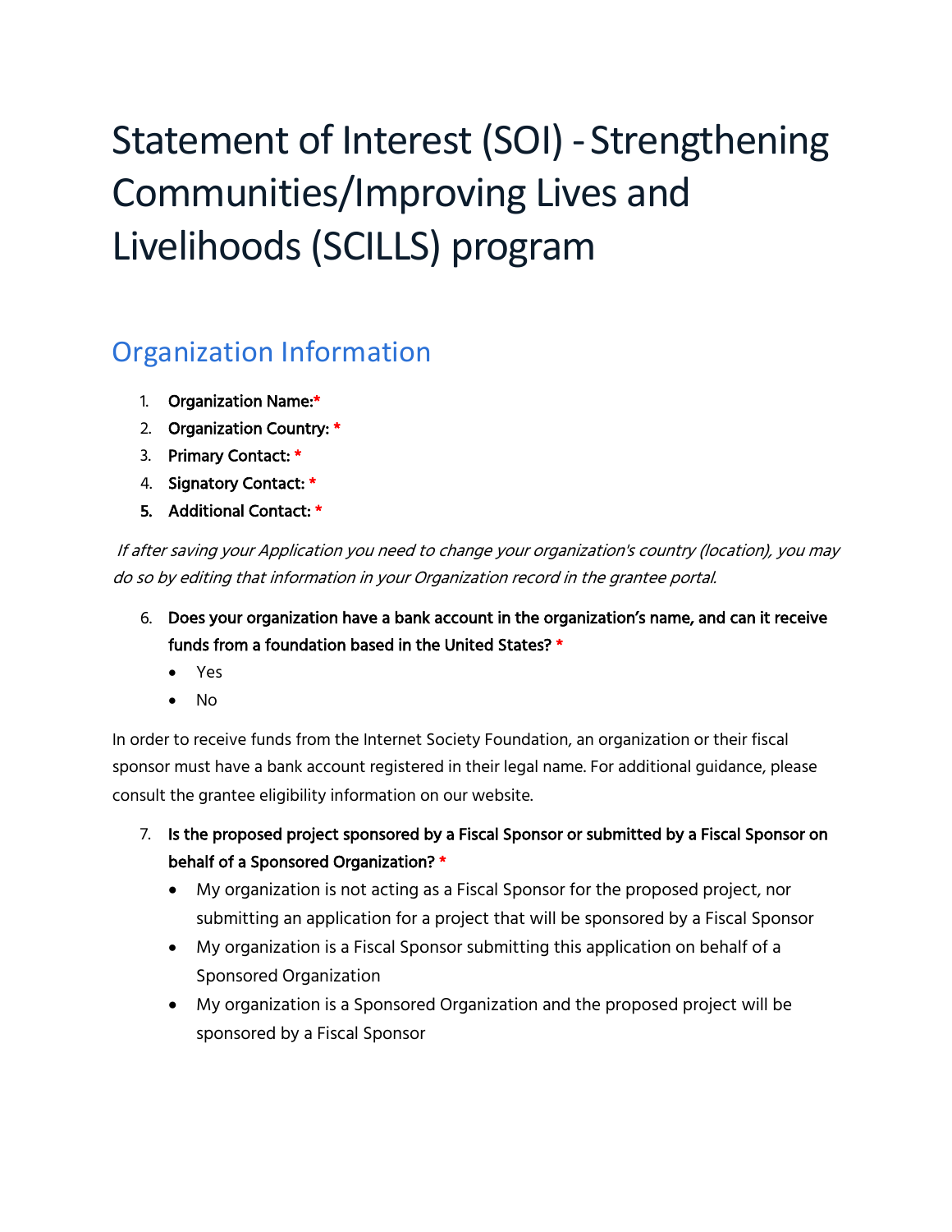# Statement of Interest (SOI) - Strengthening Communities/Improving Lives and Livelihoods (SCILLS) program

## Organization Information

1. **Organization Name:***
2. **Organization Country: ***
3. **Primary Contact: ***
4. **Signatory Contact: ***
5. **Additional Contact: ***

*If after saving your Application you need to change your organization's country (location), you may do so by editing that information in your Organization record in the grantee portal.*

6. **Does your organization have a bank account in the organization's name, and can it receive funds from a foundation based in the United States? ***
   - Yes
   - No

In order to receive funds from the Internet Society Foundation, an organization or their fiscal sponsor must have a bank account registered in their legal name. For additional guidance, please consult the grantee eligibility information on our website.

7. **Is the proposed project sponsored by a Fiscal Sponsor or submitted by a Fiscal Sponsor on behalf of a Sponsored Organization? ***
   - My organization is not acting as a Fiscal Sponsor for the proposed project, nor submitting an application for a project that will be sponsored by a Fiscal Sponsor
   - My organization is a Fiscal Sponsor submitting this application on behalf of a Sponsored Organization
   - My organization is a Sponsored Organization and the proposed project will be sponsored by a Fiscal Sponsor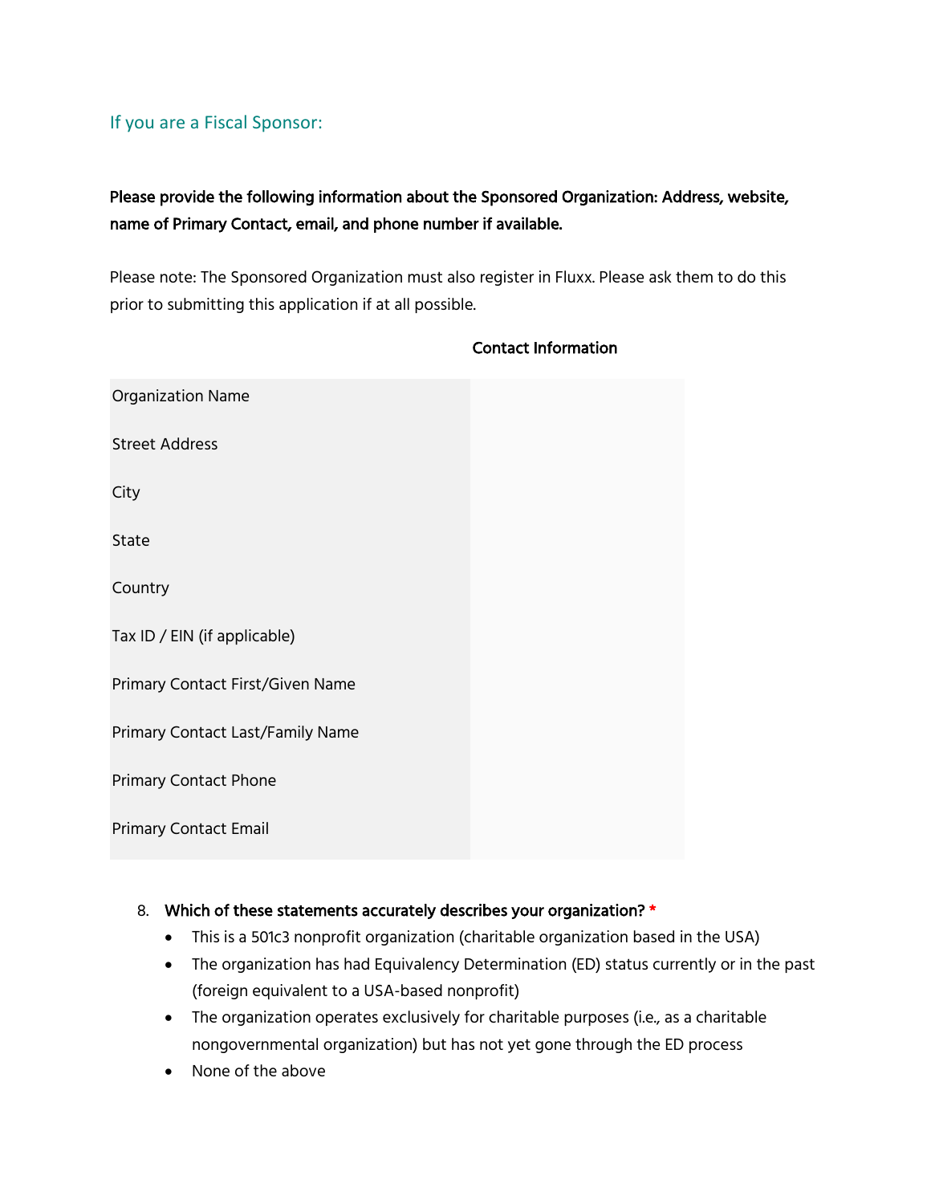## If you are a Fiscal Sponsor:

**Please provide the following information about the Sponsored Organization: Address, website, name of Primary Contact, email, and phone number if available.**

Please note: The Sponsored Organization must also register in Fluxx. Please ask them to do this prior to submitting this application if at all possible.

| | Contact Information |
|---|---|
| Organization Name | |
| Street Address | |
| City | |
| State | |
| Country | |
| Tax ID / EIN (if applicable) | |
| Primary Contact First/Given Name | |
| Primary Contact Last/Family Name | |
| Primary Contact Phone | |
| Primary Contact Email | |

8. **Which of these statements accurately describes your organization? ***
   - This is a 501c3 nonprofit organization (charitable organization based in the USA)
   - The organization has had Equivalency Determination (ED) status currently or in the past (foreign equivalent to a USA-based nonprofit)
   - The organization operates exclusively for charitable purposes (i.e., as a charitable nongovernmental organization) but has not yet gone through the ED process
   - None of the above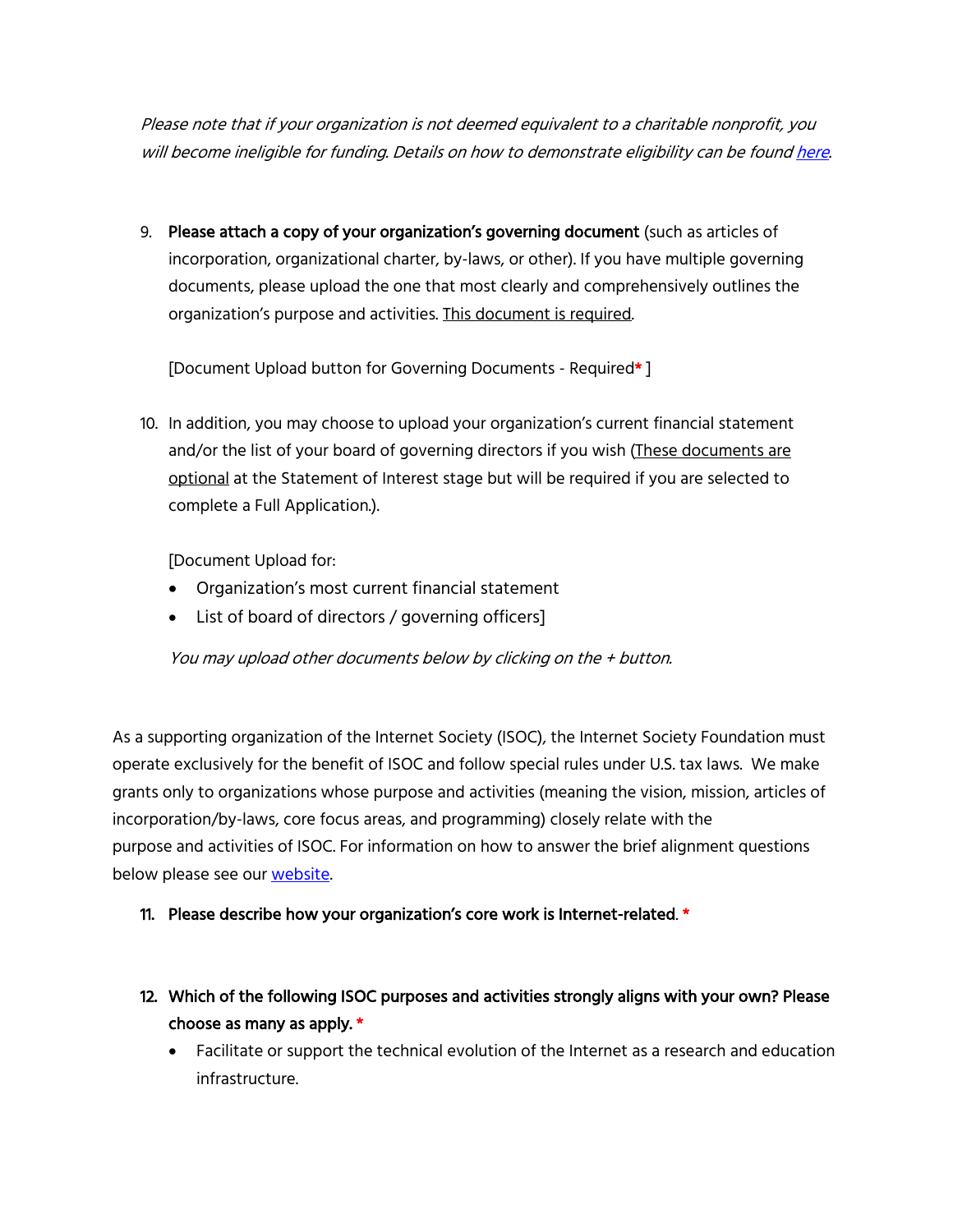*Please note that if your organization is not deemed equivalent to a charitable nonprofit, you will become ineligible for funding. Details on how to demonstrate eligibility can be found [here](#).*

9. **Please attach a copy of your organization's governing document** (such as articles of incorporation, organizational charter, by-laws, or other). If you have multiple governing documents, please upload the one that most clearly and comprehensively outlines the organization's purpose and activities. <u>This document is required</u>.

   [Document Upload button for Governing Documents - Required* ]

10. In addition, you may choose to upload your organization's current financial statement and/or the list of your board of governing directors if you wish (<u>These documents are optional</u> at the Statement of Interest stage but will be required if you are selected to complete a Full Application.).

    [Document Upload for:
    - Organization's most current financial statement
    - List of board of directors / governing officers]

    *You may upload other documents below by clicking on the + button.*

As a supporting organization of the Internet Society (ISOC), the Internet Society Foundation must operate exclusively for the benefit of ISOC and follow special rules under U.S. tax laws. We make grants only to organizations whose purpose and activities (meaning the vision, mission, articles of incorporation/by-laws, core focus areas, and programming) closely relate with the purpose and activities of ISOC. For information on how to answer the brief alignment questions below please see our [website](#).

11. **Please describe how your organization's core work is Internet-related.** *

12. **Which of the following ISOC purposes and activities strongly aligns with your own? Please choose as many as apply.** *
    - Facilitate or support the technical evolution of the Internet as a research and education infrastructure.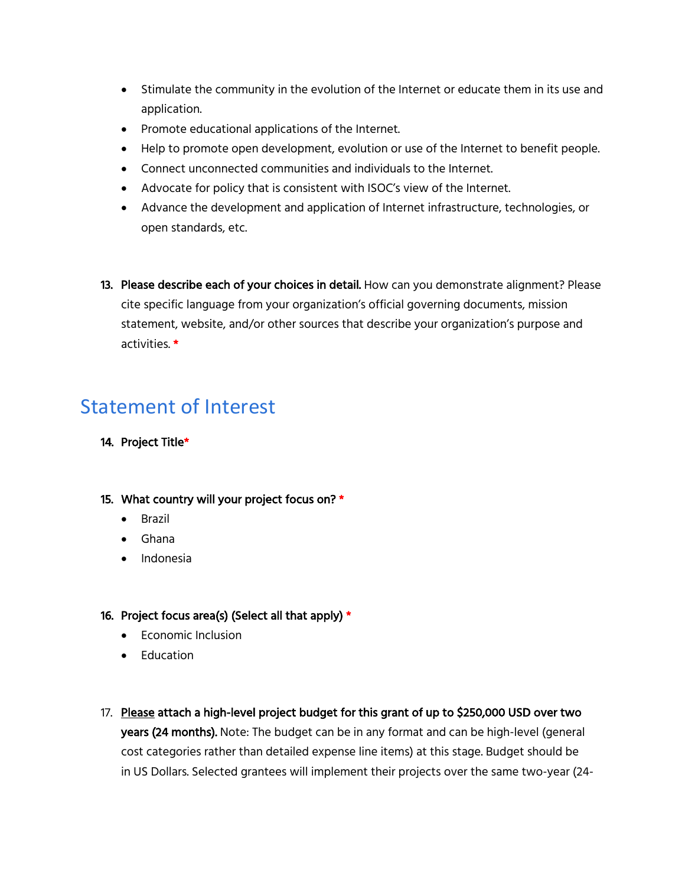- Stimulate the community in the evolution of the Internet or educate them in its use and application.
- Promote educational applications of the Internet.
- Help to promote open development, evolution or use of the Internet to benefit people.
- Connect unconnected communities and individuals to the Internet.
- Advocate for policy that is consistent with ISOC's view of the Internet.
- Advance the development and application of Internet infrastructure, technologies, or open standards, etc.

13. **Please describe each of your choices in detail.** How can you demonstrate alignment? Please cite specific language from your organization's official governing documents, mission statement, website, and/or other sources that describe your organization's purpose and activities. *

## Statement of Interest

14. **Project Title***

15. **What country will your project focus on?** *
    - Brazil
    - Ghana
    - Indonesia

16. **Project focus area(s) (Select all that apply)** *
    - Economic Inclusion
    - Education

17. **Please attach a high-level project budget for this grant of up to $250,000 USD over two years (24 months).** Note: The budget can be in any format and can be high-level (general cost categories rather than detailed expense line items) at this stage. Budget should be in US Dollars. Selected grantees will implement their projects over the same two-year (24-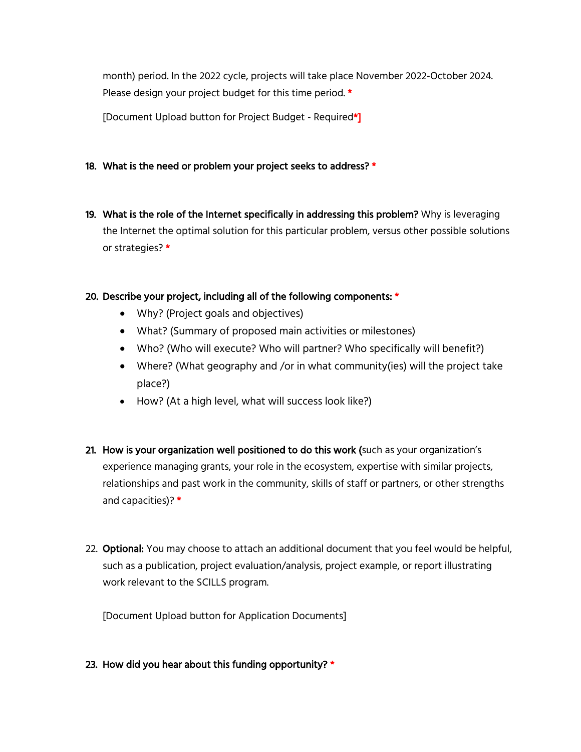month) period. In the 2022 cycle, projects will take place November 2022-October 2024. Please design your project budget for this time period. *

[Document Upload button for Project Budget - Required*]

18. **What is the need or problem your project seeks to address?** *

19. **What is the role of the Internet specifically in addressing this problem?** Why is leveraging the Internet the optimal solution for this particular problem, versus other possible solutions or strategies? *

20. **Describe your project, including all of the following components:** *
    - Why? (Project goals and objectives)
    - What? (Summary of proposed main activities or milestones)
    - Who? (Who will execute? Who will partner? Who specifically will benefit?)
    - Where? (What geography and /or in what community(ies) will the project take place?)
    - How? (At a high level, what will success look like?)

21. **How is your organization well positioned to do this work (**such as your organization's experience managing grants, your role in the ecosystem, expertise with similar projects, relationships and past work in the community, skills of staff or partners, or other strengths and capacities)? *

22. **Optional:** You may choose to attach an additional document that you feel would be helpful, such as a publication, project evaluation/analysis, project example, or report illustrating work relevant to the SCILLS program.

    [Document Upload button for Application Documents]

23. **How did you hear about this funding opportunity?** *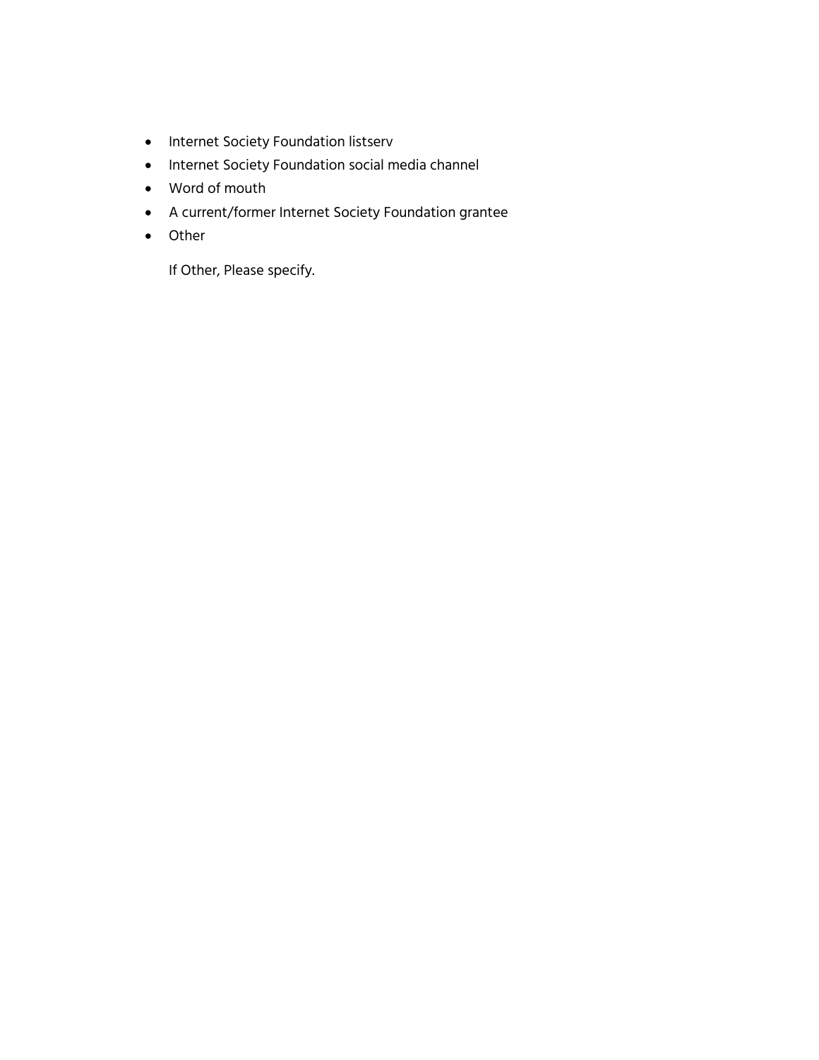- Internet Society Foundation listserv
- Internet Society Foundation social media channel
- Word of mouth
- A current/former Internet Society Foundation grantee
- Other

  If Other, Please specify.